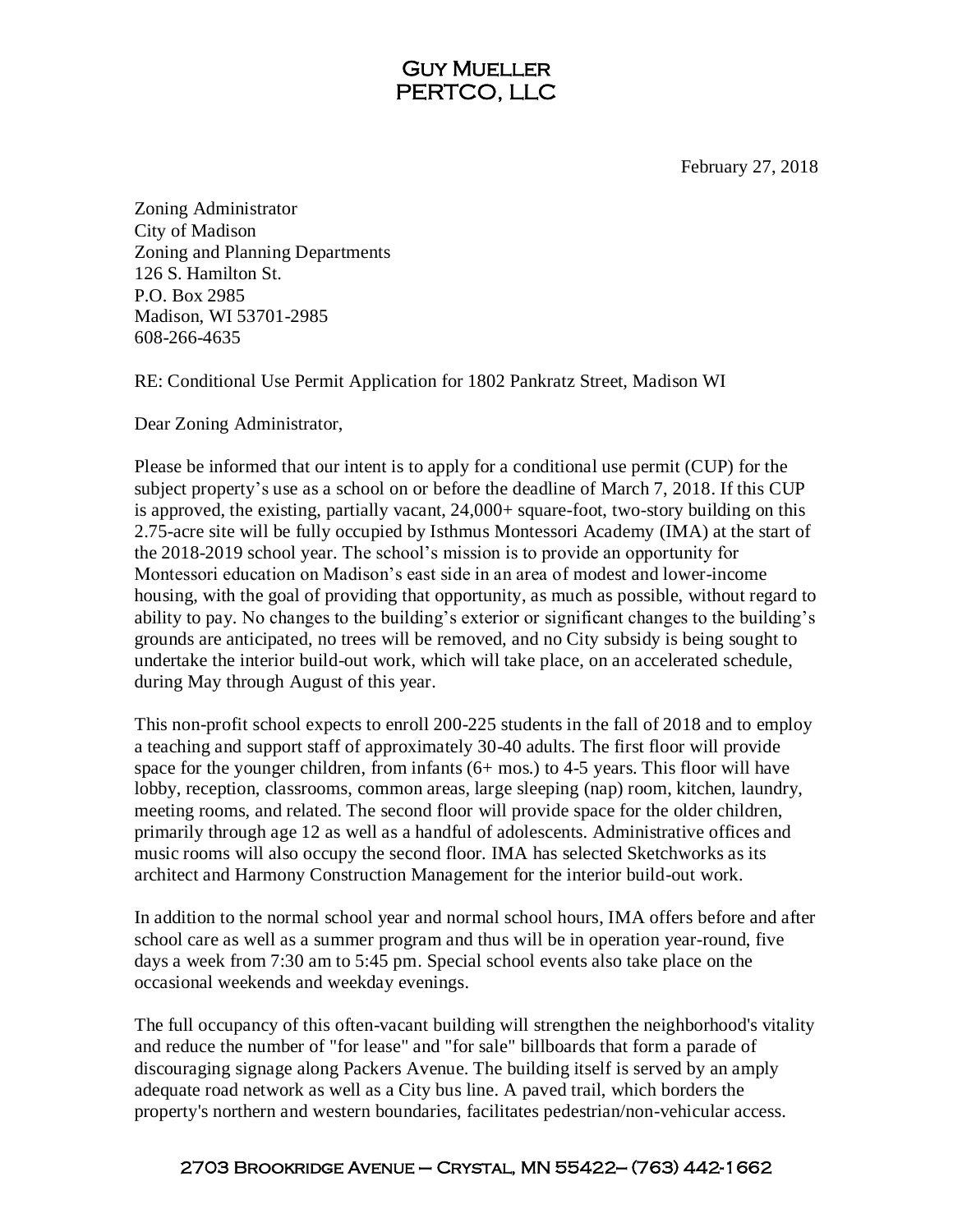# Guy Mueller
# PERTCO, LLC

February 27, 2018

Zoning Administrator
City of Madison
Zoning and Planning Departments
126 S. Hamilton St.
P.O. Box 2985
Madison, WI 53701-2985
608-266-4635

RE: Conditional Use Permit Application for 1802 Pankratz Street, Madison WI

Dear Zoning Administrator,

Please be informed that our intent is to apply for a conditional use permit (CUP) for the subject property's use as a school on or before the deadline of March 7, 2018. If this CUP is approved, the existing, partially vacant, 24,000+ square-foot, two-story building on this 2.75-acre site will be fully occupied by Isthmus Montessori Academy (IMA) at the start of the 2018-2019 school year. The school's mission is to provide an opportunity for Montessori education on Madison's east side in an area of modest and lower-income housing, with the goal of providing that opportunity, as much as possible, without regard to ability to pay. No changes to the building's exterior or significant changes to the building's grounds are anticipated, no trees will be removed, and no City subsidy is being sought to undertake the interior build-out work, which will take place, on an accelerated schedule, during May through August of this year.

This non-profit school expects to enroll 200-225 students in the fall of 2018 and to employ a teaching and support staff of approximately 30-40 adults. The first floor will provide space for the younger children, from infants (6+ mos.) to 4-5 years. This floor will have lobby, reception, classrooms, common areas, large sleeping (nap) room, kitchen, laundry, meeting rooms, and related. The second floor will provide space for the older children, primarily through age 12 as well as a handful of adolescents. Administrative offices and music rooms will also occupy the second floor. IMA has selected Sketchworks as its architect and Harmony Construction Management for the interior build-out work.

In addition to the normal school year and normal school hours, IMA offers before and after school care as well as a summer program and thus will be in operation year-round, five days a week from 7:30 am to 5:45 pm. Special school events also take place on the occasional weekends and weekday evenings.

The full occupancy of this often-vacant building will strengthen the neighborhood's vitality and reduce the number of "for lease" and "for sale" billboards that form a parade of discouraging signage along Packers Avenue. The building itself is served by an amply adequate road network as well as a City bus line. A paved trail, which borders the property's northern and western boundaries, facilitates pedestrian/non-vehicular access.

2703 Brookridge Avenue – Crystal, MN 55422– (763) 442-1662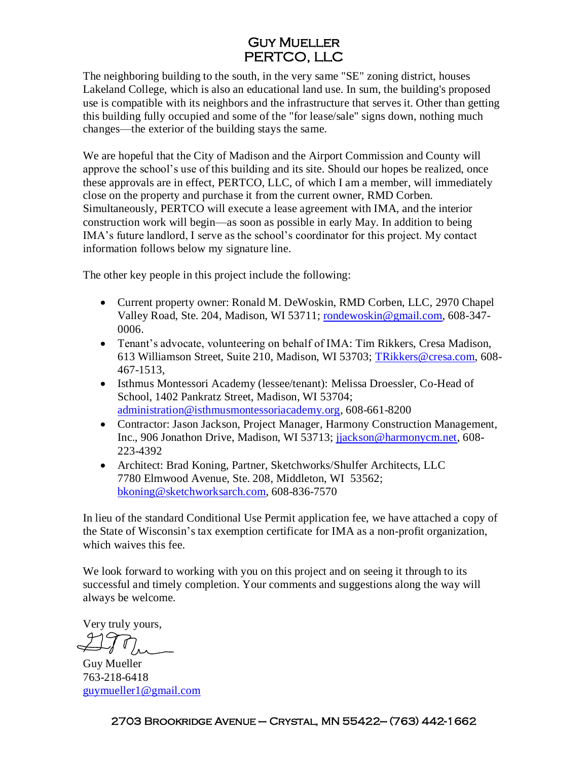The neighboring building to the south, in the very same "SE" zoning district, houses Lakeland College, which is also an educational land use. In sum, the building's proposed use is compatible with its neighbors and the infrastructure that serves it. Other than getting this building fully occupied and some of the "for lease/sale" signs down, nothing much changes—the exterior of the building stays the same.

We are hopeful that the City of Madison and the Airport Commission and County will approve the school's use of this building and its site. Should our hopes be realized, once these approvals are in effect, PERTCO, LLC, of which I am a member, will immediately close on the property and purchase it from the current owner, RMD Corben. Simultaneously, PERTCO will execute a lease agreement with IMA, and the interior construction work will begin—as soon as possible in early May. In addition to being IMA's future landlord, I serve as the school's coordinator for this project. My contact information follows below my signature line.

The other key people in this project include the following:

- Current property owner: Ronald M. DeWoskin, RMD Corben, LLC, 2970 Chapel Valley Road, Ste. 204, Madison, WI 53711; rondewoskin@gmail.com, 608-347-0006.
- Tenant's advocate, volunteering on behalf of IMA: Tim Rikkers, Cresa Madison, 613 Williamson Street, Suite 210, Madison, WI 53703; TRikkers@cresa.com, 608-467-1513,
- Isthmus Montessori Academy (lessee/tenant): Melissa Droessler, Co-Head of School, 1402 Pankratz Street, Madison, WI 53704; administration@isthmusmontessoriacademy.org, 608-661-8200
- Contractor: Jason Jackson, Project Manager, Harmony Construction Management, Inc., 906 Jonathon Drive, Madison, WI 53713; jjackson@harmonycm.net, 608-223-4392
- Architect: Brad Koning, Partner, Sketchworks/Shulfer Architects, LLC 7780 Elmwood Avenue, Ste. 208, Middleton, WI 53562; bkoning@sketchworksarch.com, 608-836-7570

In lieu of the standard Conditional Use Permit application fee, we have attached a copy of the State of Wisconsin's tax exemption certificate for IMA as a non-profit organization, which waives this fee.

We look forward to working with you on this project and on seeing it through to its successful and timely completion. Your comments and suggestions along the way will always be welcome.

Very truly yours,

Guy Mueller
763-218-6418
guymueller1@gmail.com